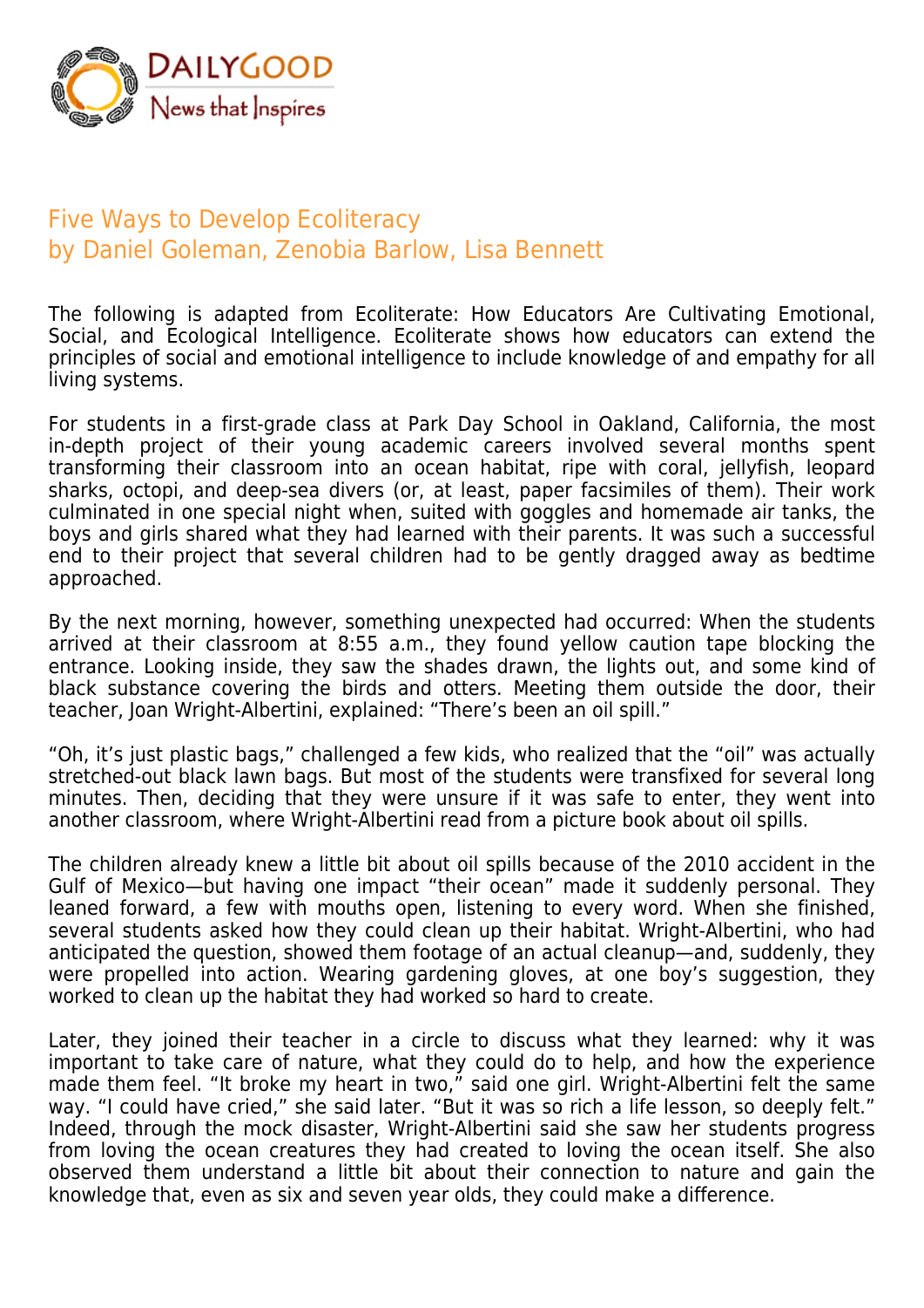# Five Ways to Develop Ecoliteracy
## by Daniel Goleman, Zenobia Barlow, Lisa Bennett

The following is adapted from Ecoliterate: How Educators Are Cultivating Emotional, Social, and Ecological Intelligence. Ecoliterate shows how educators can extend the principles of social and emotional intelligence to include knowledge of and empathy for all living systems.

For students in a first-grade class at Park Day School in Oakland, California, the most in-depth project of their young academic careers involved several months spent transforming their classroom into an ocean habitat, ripe with coral, jellyfish, leopard sharks, octopi, and deep-sea divers (or, at least, paper facsimiles of them). Their work culminated in one special night when, suited with goggles and homemade air tanks, the boys and girls shared what they had learned with their parents. It was such a successful end to their project that several children had to be gently dragged away as bedtime approached.

By the next morning, however, something unexpected had occurred: When the students arrived at their classroom at 8:55 a.m., they found yellow caution tape blocking the entrance. Looking inside, they saw the shades drawn, the lights out, and some kind of black substance covering the birds and otters. Meeting them outside the door, their teacher, Joan Wright-Albertini, explained: "There's been an oil spill."

"Oh, it's just plastic bags," challenged a few kids, who realized that the "oil" was actually stretched-out black lawn bags. But most of the students were transfixed for several long minutes. Then, deciding that they were unsure if it was safe to enter, they went into another classroom, where Wright-Albertini read from a picture book about oil spills.

The children already knew a little bit about oil spills because of the 2010 accident in the Gulf of Mexico—but having one impact "their ocean" made it suddenly personal. They leaned forward, a few with mouths open, listening to every word. When she finished, several students asked how they could clean up their habitat. Wright-Albertini, who had anticipated the question, showed them footage of an actual cleanup—and, suddenly, they were propelled into action. Wearing gardening gloves, at one boy's suggestion, they worked to clean up the habitat they had worked so hard to create.

Later, they joined their teacher in a circle to discuss what they learned: why it was important to take care of nature, what they could do to help, and how the experience made them feel. "It broke my heart in two," said one girl. Wright-Albertini felt the same way. "I could have cried," she said later. "But it was so rich a life lesson, so deeply felt." Indeed, through the mock disaster, Wright-Albertini said she saw her students progress from loving the ocean creatures they had created to loving the ocean itself. She also observed them understand a little bit about their connection to nature and gain the knowledge that, even as six and seven year olds, they could make a difference.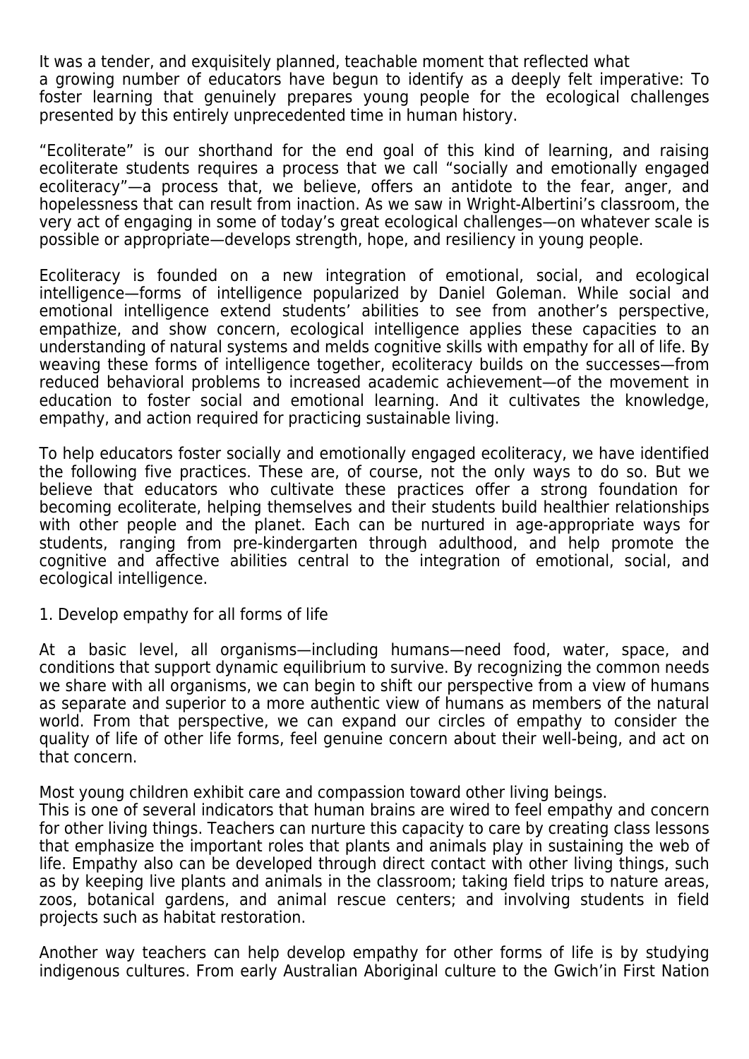It was a tender, and exquisitely planned, teachable moment that reflected what a growing number of educators have begun to identify as a deeply felt imperative: To foster learning that genuinely prepares young people for the ecological challenges presented by this entirely unprecedented time in human history.

"Ecoliterate" is our shorthand for the end goal of this kind of learning, and raising ecoliterate students requires a process that we call "socially and emotionally engaged ecoliteracy"—a process that, we believe, offers an antidote to the fear, anger, and hopelessness that can result from inaction. As we saw in Wright-Albertini's classroom, the very act of engaging in some of today's great ecological challenges—on whatever scale is possible or appropriate—develops strength, hope, and resiliency in young people.

Ecoliteracy is founded on a new integration of emotional, social, and ecological intelligence—forms of intelligence popularized by Daniel Goleman. While social and emotional intelligence extend students' abilities to see from another's perspective, empathize, and show concern, ecological intelligence applies these capacities to an understanding of natural systems and melds cognitive skills with empathy for all of life. By weaving these forms of intelligence together, ecoliteracy builds on the successes—from reduced behavioral problems to increased academic achievement—of the movement in education to foster social and emotional learning. And it cultivates the knowledge, empathy, and action required for practicing sustainable living.

To help educators foster socially and emotionally engaged ecoliteracy, we have identified the following five practices. These are, of course, not the only ways to do so. But we believe that educators who cultivate these practices offer a strong foundation for becoming ecoliterate, helping themselves and their students build healthier relationships with other people and the planet. Each can be nurtured in age-appropriate ways for students, ranging from pre-kindergarten through adulthood, and help promote the cognitive and affective abilities central to the integration of emotional, social, and ecological intelligence.

1. Develop empathy for all forms of life

At a basic level, all organisms—including humans—need food, water, space, and conditions that support dynamic equilibrium to survive. By recognizing the common needs we share with all organisms, we can begin to shift our perspective from a view of humans as separate and superior to a more authentic view of humans as members of the natural world. From that perspective, we can expand our circles of empathy to consider the quality of life of other life forms, feel genuine concern about their well-being, and act on that concern.

Most young children exhibit care and compassion toward other living beings. This is one of several indicators that human brains are wired to feel empathy and concern for other living things. Teachers can nurture this capacity to care by creating class lessons that emphasize the important roles that plants and animals play in sustaining the web of life. Empathy also can be developed through direct contact with other living things, such as by keeping live plants and animals in the classroom; taking field trips to nature areas, zoos, botanical gardens, and animal rescue centers; and involving students in field projects such as habitat restoration.

Another way teachers can help develop empathy for other forms of life is by studying indigenous cultures. From early Australian Aboriginal culture to the Gwich'in First Nation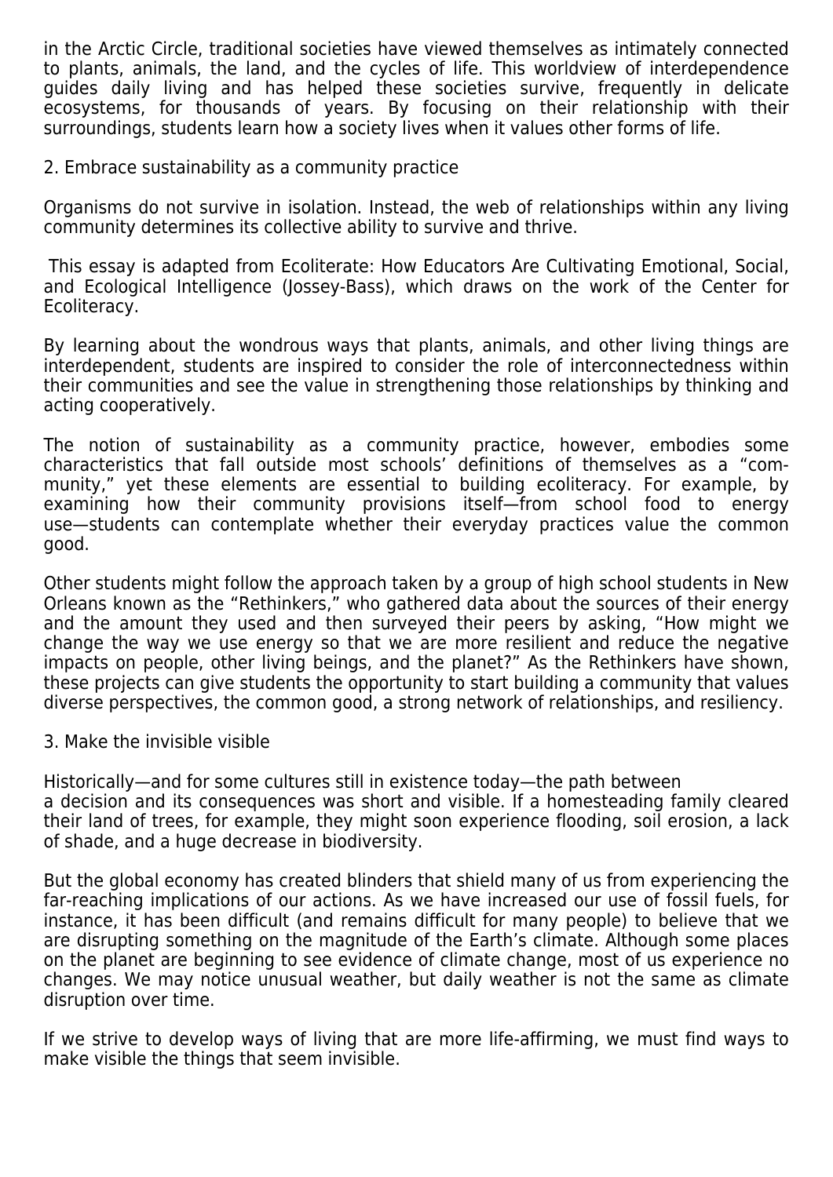in the Arctic Circle, traditional societies have viewed themselves as intimately connected to plants, animals, the land, and the cycles of life. This worldview of interdependence guides daily living and has helped these societies survive, frequently in delicate ecosystems, for thousands of years. By focusing on their relationship with their surroundings, students learn how a society lives when it values other forms of life.

## 2. Embrace sustainability as a community practice

Organisms do not survive in isolation. Instead, the web of relationships within any living community determines its collective ability to survive and thrive.

This essay is adapted from Ecoliterate: How Educators Are Cultivating Emotional, Social, and Ecological Intelligence (Jossey-Bass), which draws on the work of the Center for Ecoliteracy.

By learning about the wondrous ways that plants, animals, and other living things are interdependent, students are inspired to consider the role of interconnectedness within their communities and see the value in strengthening those relationships by thinking and acting cooperatively.

The notion of sustainability as a community practice, however, embodies some characteristics that fall outside most schools' definitions of themselves as a "community," yet these elements are essential to building ecoliteracy. For example, by examining how their community provisions itself—from school food to energy use—students can contemplate whether their everyday practices value the common good.

Other students might follow the approach taken by a group of high school students in New Orleans known as the "Rethinkers," who gathered data about the sources of their energy and the amount they used and then surveyed their peers by asking, "How might we change the way we use energy so that we are more resilient and reduce the negative impacts on people, other living beings, and the planet?" As the Rethinkers have shown, these projects can give students the opportunity to start building a community that values diverse perspectives, the common good, a strong network of relationships, and resiliency.

## 3. Make the invisible visible

Historically—and for some cultures still in existence today—the path between a decision and its consequences was short and visible. If a homesteading family cleared their land of trees, for example, they might soon experience flooding, soil erosion, a lack of shade, and a huge decrease in biodiversity.

But the global economy has created blinders that shield many of us from experiencing the far-reaching implications of our actions. As we have increased our use of fossil fuels, for instance, it has been difficult (and remains difficult for many people) to believe that we are disrupting something on the magnitude of the Earth's climate. Although some places on the planet are beginning to see evidence of climate change, most of us experience no changes. We may notice unusual weather, but daily weather is not the same as climate disruption over time.

If we strive to develop ways of living that are more life-affirming, we must find ways to make visible the things that seem invisible.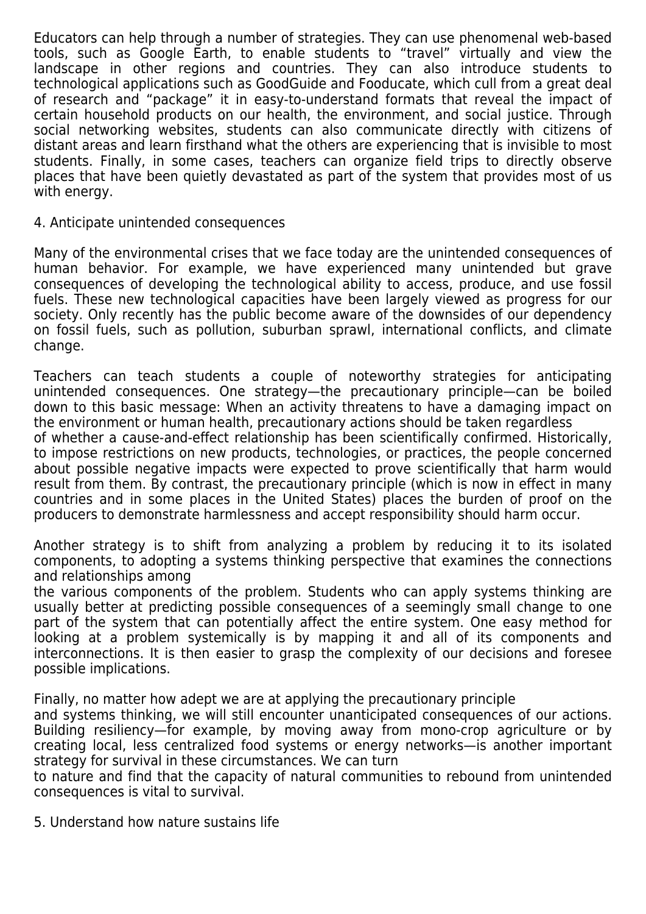Educators can help through a number of strategies. They can use phenomenal web-based tools, such as Google Earth, to enable students to "travel" virtually and view the landscape in other regions and countries. They can also introduce students to technological applications such as GoodGuide and Fooducate, which cull from a great deal of research and "package" it in easy-to-understand formats that reveal the impact of certain household products on our health, the environment, and social justice. Through social networking websites, students can also communicate directly with citizens of distant areas and learn firsthand what the others are experiencing that is invisible to most students. Finally, in some cases, teachers can organize field trips to directly observe places that have been quietly devastated as part of the system that provides most of us with energy.

4. Anticipate unintended consequences

Many of the environmental crises that we face today are the unintended consequences of human behavior. For example, we have experienced many unintended but grave consequences of developing the technological ability to access, produce, and use fossil fuels. These new technological capacities have been largely viewed as progress for our society. Only recently has the public become aware of the downsides of our dependency on fossil fuels, such as pollution, suburban sprawl, international conflicts, and climate change.

Teachers can teach students a couple of noteworthy strategies for anticipating unintended consequences. One strategy—the precautionary principle—can be boiled down to this basic message: When an activity threatens to have a damaging impact on the environment or human health, precautionary actions should be taken regardless of whether a cause-and-effect relationship has been scientifically confirmed. Historically, to impose restrictions on new products, technologies, or practices, the people concerned about possible negative impacts were expected to prove scientifically that harm would result from them. By contrast, the precautionary principle (which is now in effect in many countries and in some places in the United States) places the burden of proof on the producers to demonstrate harmlessness and accept responsibility should harm occur.

Another strategy is to shift from analyzing a problem by reducing it to its isolated components, to adopting a systems thinking perspective that examines the connections and relationships among the various components of the problem. Students who can apply systems thinking are usually better at predicting possible consequences of a seemingly small change to one part of the system that can potentially affect the entire system. One easy method for looking at a problem systemically is by mapping it and all of its components and interconnections. It is then easier to grasp the complexity of our decisions and foresee possible implications.

Finally, no matter how adept we are at applying the precautionary principle and systems thinking, we will still encounter unanticipated consequences of our actions. Building resiliency—for example, by moving away from mono-crop agriculture or by creating local, less centralized food systems or energy networks—is another important strategy for survival in these circumstances. We can turn to nature and find that the capacity of natural communities to rebound from unintended consequences is vital to survival.

5. Understand how nature sustains life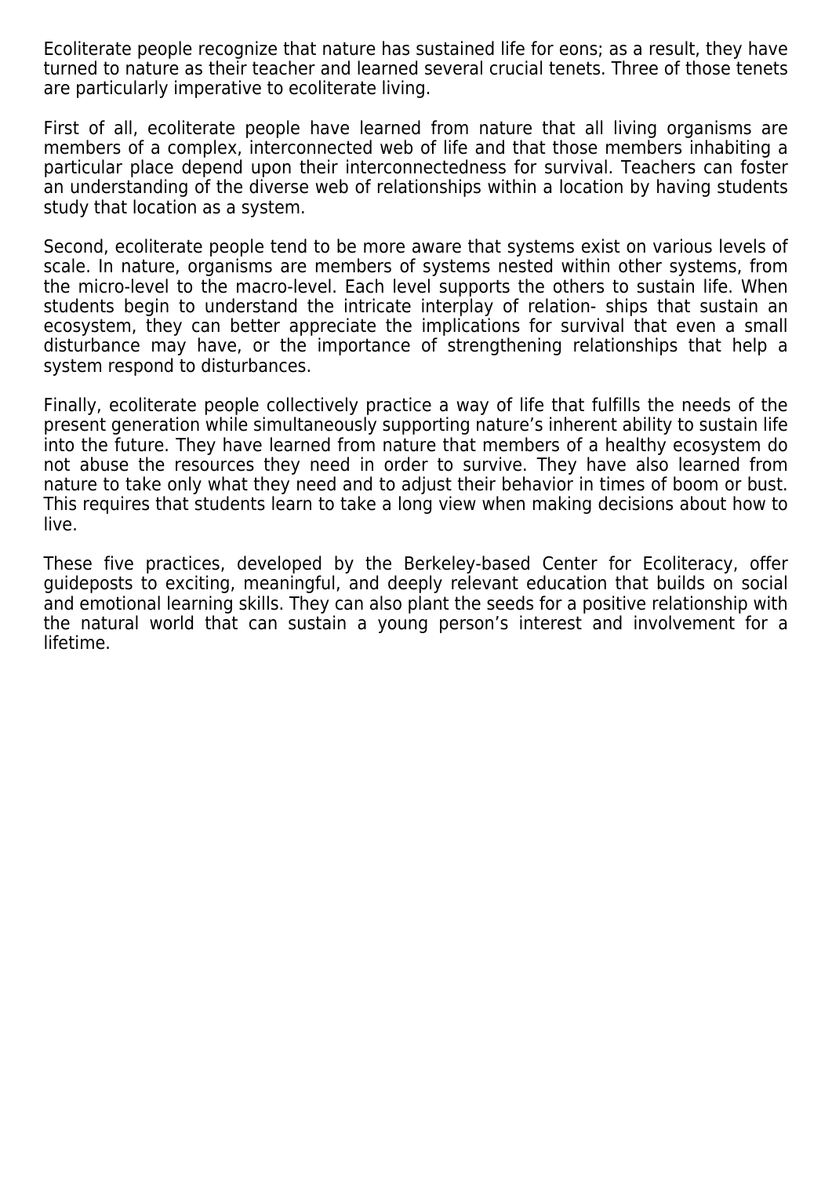Ecoliterate people recognize that nature has sustained life for eons; as a result, they have turned to nature as their teacher and learned several crucial tenets. Three of those tenets are particularly imperative to ecoliterate living.

First of all, ecoliterate people have learned from nature that all living organisms are members of a complex, interconnected web of life and that those members inhabiting a particular place depend upon their interconnectedness for survival. Teachers can foster an understanding of the diverse web of relationships within a location by having students study that location as a system.

Second, ecoliterate people tend to be more aware that systems exist on various levels of scale. In nature, organisms are members of systems nested within other systems, from the micro-level to the macro-level. Each level supports the others to sustain life. When students begin to understand the intricate interplay of relation- ships that sustain an ecosystem, they can better appreciate the implications for survival that even a small disturbance may have, or the importance of strengthening relationships that help a system respond to disturbances.

Finally, ecoliterate people collectively practice a way of life that fulfills the needs of the present generation while simultaneously supporting nature's inherent ability to sustain life into the future. They have learned from nature that members of a healthy ecosystem do not abuse the resources they need in order to survive. They have also learned from nature to take only what they need and to adjust their behavior in times of boom or bust. This requires that students learn to take a long view when making decisions about how to live.

These five practices, developed by the Berkeley-based Center for Ecoliteracy, offer guideposts to exciting, meaningful, and deeply relevant education that builds on social and emotional learning skills. They can also plant the seeds for a positive relationship with the natural world that can sustain a young person's interest and involvement for a lifetime.